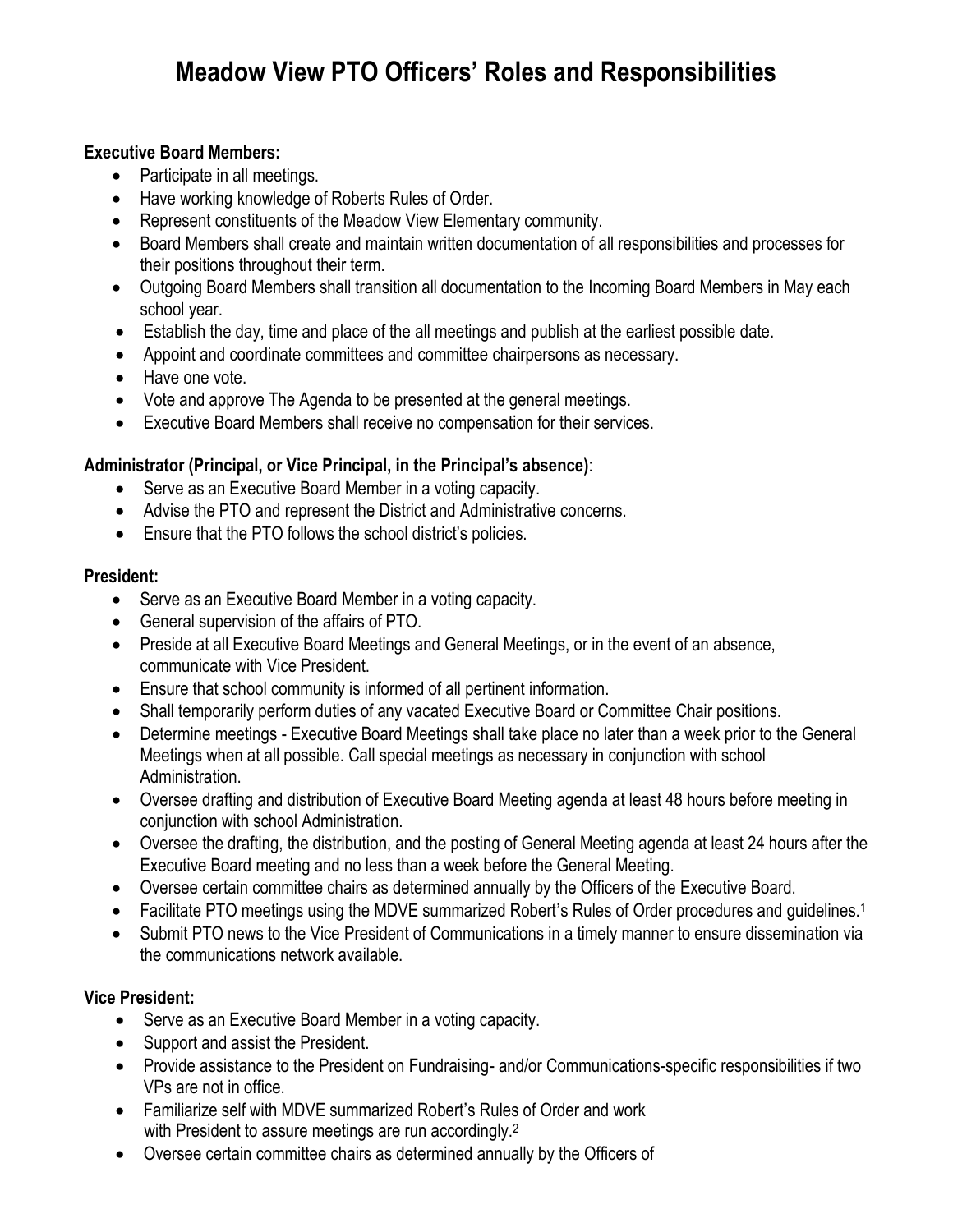# Meadow View PTO Officers' Roles and Responsibilities

**Executive Board Members:**

- Participate in all meetings.
- Have working knowledge of Roberts Rules of Order.
- Represent constituents of the Meadow View Elementary community.
- Board Members shall create and maintain written documentation of all responsibilities and processes for their positions throughout their term.
- Outgoing Board Members shall transition all documentation to the Incoming Board Members in May each school year.
- Establish the day, time and place of the all meetings and publish at the earliest possible date.
- Appoint and coordinate committees and committee chairpersons as necessary.
- Have one vote.
- Vote and approve The Agenda to be presented at the general meetings.
- Executive Board Members shall receive no compensation for their services.

**Administrator (Principal, or Vice Principal, in the Principal's absence)**:

- Serve as an Executive Board Member in a voting capacity.
- Advise the PTO and represent the District and Administrative concerns.
- Ensure that the PTO follows the school district's policies.

**President:**

- Serve as an Executive Board Member in a voting capacity.
- General supervision of the affairs of PTO.
- Preside at all Executive Board Meetings and General Meetings, or in the event of an absence, communicate with Vice President.
- Ensure that school community is informed of all pertinent information.
- Shall temporarily perform duties of any vacated Executive Board or Committee Chair positions.
- Determine meetings - Executive Board Meetings shall take place no later than a week prior to the General Meetings when at all possible. Call special meetings as necessary in conjunction with school Administration.
- Oversee drafting and distribution of Executive Board Meeting agenda at least 48 hours before meeting in conjunction with school Administration.
- Oversee the drafting, the distribution, and the posting of General Meeting agenda at least 24 hours after the Executive Board meeting and no less than a week before the General Meeting.
- Oversee certain committee chairs as determined annually by the Officers of the Executive Board.
- Facilitate PTO meetings using the MDVE summarized Robert's Rules of Order procedures and guidelines.[1]
- Submit PTO news to the Vice President of Communications in a timely manner to ensure dissemination via the communications network available.

**Vice President:**

- Serve as an Executive Board Member in a voting capacity.
- Support and assist the President.
- Provide assistance to the President on Fundraising- and/or Communications-specific responsibilities if two VPs are not in office.
- Familiarize self with MDVE summarized Robert's Rules of Order and work with President to assure meetings are run accordingly.[2]
- Oversee certain committee chairs as determined annually by the Officers of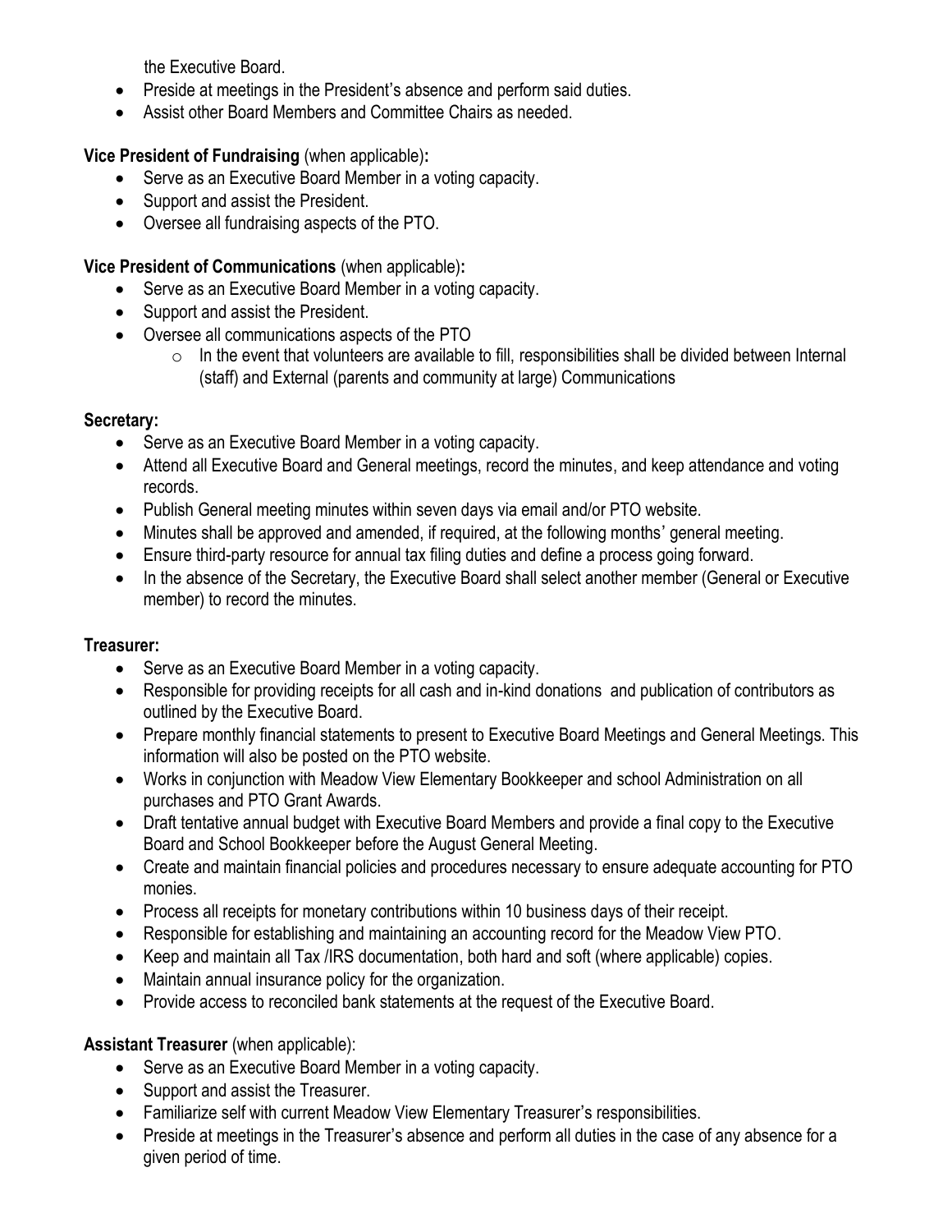the Executive Board.

- Preside at meetings in the President's absence and perform said duties.
- Assist other Board Members and Committee Chairs as needed.

**Vice President of Fundraising** (when applicable)**:**

- Serve as an Executive Board Member in a voting capacity.
- Support and assist the President.
- Oversee all fundraising aspects of the PTO.

**Vice President of Communications** (when applicable)**:**

- Serve as an Executive Board Member in a voting capacity.
- Support and assist the President.
- Oversee all communications aspects of the PTO
  - In the event that volunteers are available to fill, responsibilities shall be divided between Internal (staff) and External (parents and community at large) Communications

**Secretary:**

- Serve as an Executive Board Member in a voting capacity.
- Attend all Executive Board and General meetings, record the minutes, and keep attendance and voting records.
- Publish General meeting minutes within seven days via email and/or PTO website.
- Minutes shall be approved and amended, if required, at the following months' general meeting.
- Ensure third-party resource for annual tax filing duties and define a process going forward.
- In the absence of the Secretary, the Executive Board shall select another member (General or Executive member) to record the minutes.

**Treasurer:**

- Serve as an Executive Board Member in a voting capacity.
- Responsible for providing receipts for all cash and in-kind donations and publication of contributors as outlined by the Executive Board.
- Prepare monthly financial statements to present to Executive Board Meetings and General Meetings. This information will also be posted on the PTO website.
- Works in conjunction with Meadow View Elementary Bookkeeper and school Administration on all purchases and PTO Grant Awards.
- Draft tentative annual budget with Executive Board Members and provide a final copy to the Executive Board and School Bookkeeper before the August General Meeting.
- Create and maintain financial policies and procedures necessary to ensure adequate accounting for PTO monies.
- Process all receipts for monetary contributions within 10 business days of their receipt.
- Responsible for establishing and maintaining an accounting record for the Meadow View PTO.
- Keep and maintain all Tax /IRS documentation, both hard and soft (where applicable) copies.
- Maintain annual insurance policy for the organization.
- Provide access to reconciled bank statements at the request of the Executive Board.

**Assistant Treasurer** (when applicable):

- Serve as an Executive Board Member in a voting capacity.
- Support and assist the Treasurer.
- Familiarize self with current Meadow View Elementary Treasurer's responsibilities.
- Preside at meetings in the Treasurer's absence and perform all duties in the case of any absence for a given period of time.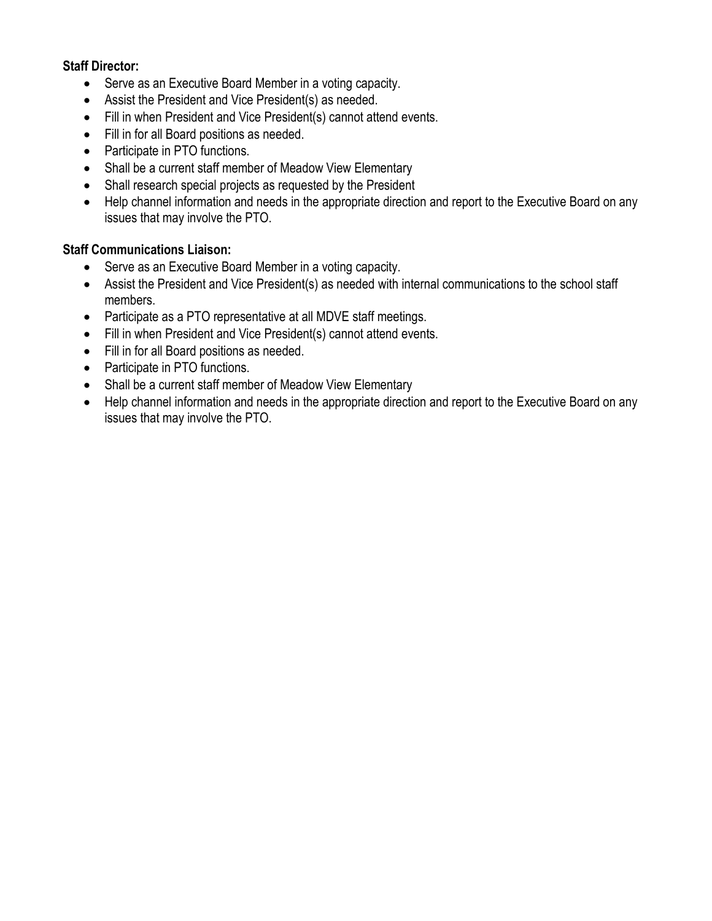**Staff Director:**

- Serve as an Executive Board Member in a voting capacity.
- Assist the President and Vice President(s) as needed.
- Fill in when President and Vice President(s) cannot attend events.
- Fill in for all Board positions as needed.
- Participate in PTO functions.
- Shall be a current staff member of Meadow View Elementary
- Shall research special projects as requested by the President
- Help channel information and needs in the appropriate direction and report to the Executive Board on any issues that may involve the PTO.

**Staff Communications Liaison:**

- Serve as an Executive Board Member in a voting capacity.
- Assist the President and Vice President(s) as needed with internal communications to the school staff members.
- Participate as a PTO representative at all MDVE staff meetings.
- Fill in when President and Vice President(s) cannot attend events.
- Fill in for all Board positions as needed.
- Participate in PTO functions.
- Shall be a current staff member of Meadow View Elementary
- Help channel information and needs in the appropriate direction and report to the Executive Board on any issues that may involve the PTO.